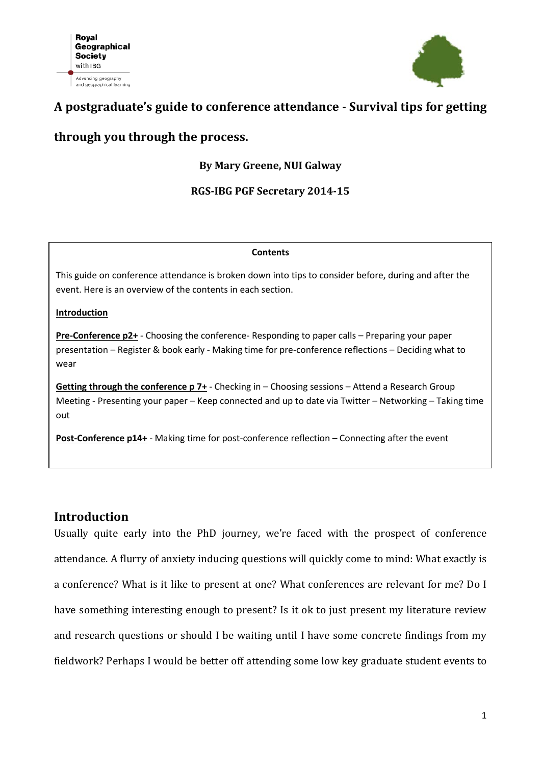# A postgraduate's guide to conference attendance - Survival tips for getting through you through the process.

**By Mary Greene, NUI Galway**

**RGS-IBG PGF Secretary 2014-15**

**Contents**

This guide on conference attendance is broken down into tips to consider before, during and after the event. Here is an overview of the contents in each section.

**Introduction**

**Pre-Conference p2+** - Choosing the conference- Responding to paper calls – Preparing your paper presentation – Register & book early - Making time for pre-conference reflections – Deciding what to wear

**Getting through the conference p 7+** - Checking in – Choosing sessions – Attend a Research Group Meeting - Presenting your paper – Keep connected and up to date via Twitter – Networking – Taking time out

**Post-Conference p14+** - Making time for post-conference reflection – Connecting after the event

## Introduction

Usually quite early into the PhD journey, we're faced with the prospect of conference attendance. A flurry of anxiety inducing questions will quickly come to mind: What exactly is a conference? What is it like to present at one? What conferences are relevant for me? Do I have something interesting enough to present? Is it ok to just present my literature review and research questions or should I be waiting until I have some concrete findings from my fieldwork? Perhaps I would be better off attending some low key graduate student events to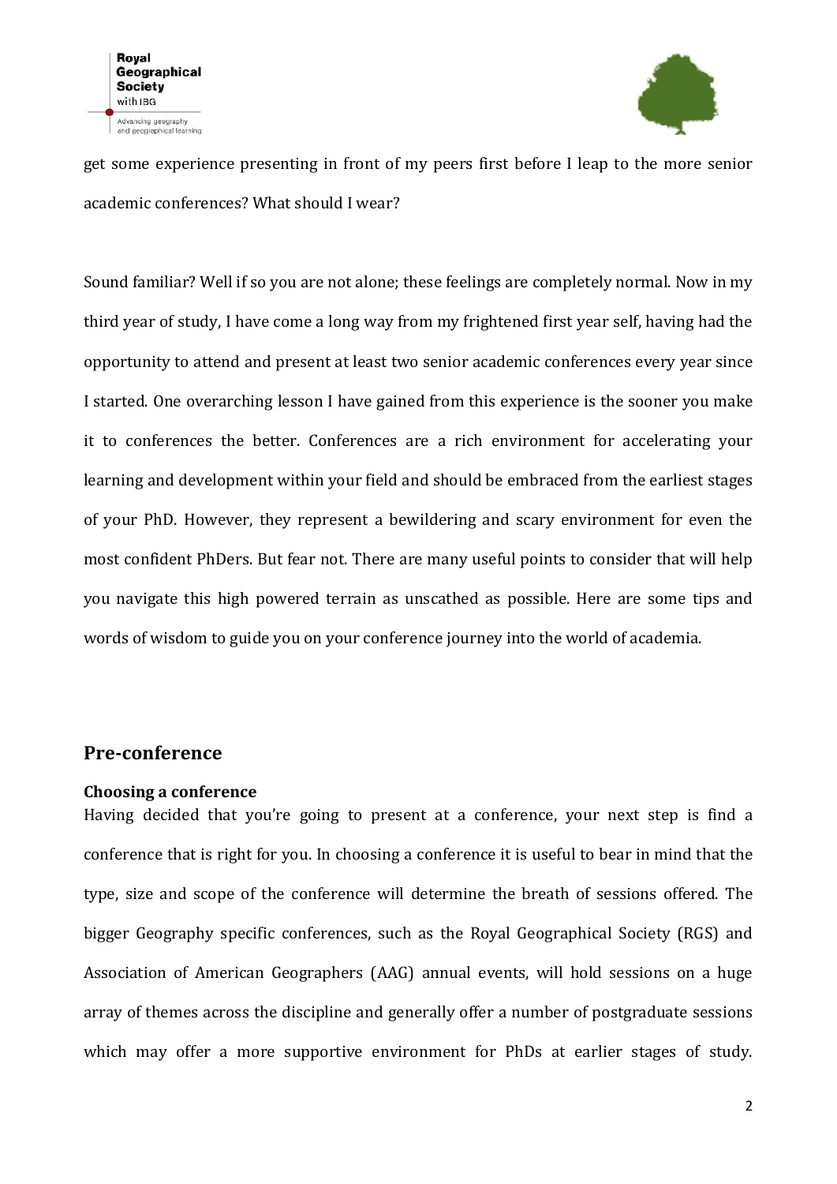get some experience presenting in front of my peers first before I leap to the more senior academic conferences? What should I wear?

Sound familiar? Well if so you are not alone; these feelings are completely normal. Now in my third year of study, I have come a long way from my frightened first year self, having had the opportunity to attend and present at least two senior academic conferences every year since I started. One overarching lesson I have gained from this experience is the sooner you make it to conferences the better. Conferences are a rich environment for accelerating your learning and development within your field and should be embraced from the earliest stages of your PhD. However, they represent a bewildering and scary environment for even the most confident PhDers. But fear not. There are many useful points to consider that will help you navigate this high powered terrain as unscathed as possible. Here are some tips and words of wisdom to guide you on your conference journey into the world of academia.

## Pre-conference

### Choosing a conference

Having decided that you're going to present at a conference, your next step is find a conference that is right for you. In choosing a conference it is useful to bear in mind that the type, size and scope of the conference will determine the breath of sessions offered. The bigger Geography specific conferences, such as the Royal Geographical Society (RGS) and Association of American Geographers (AAG) annual events, will hold sessions on a huge array of themes across the discipline and generally offer a number of postgraduate sessions which may offer a more supportive environment for PhDs at earlier stages of study.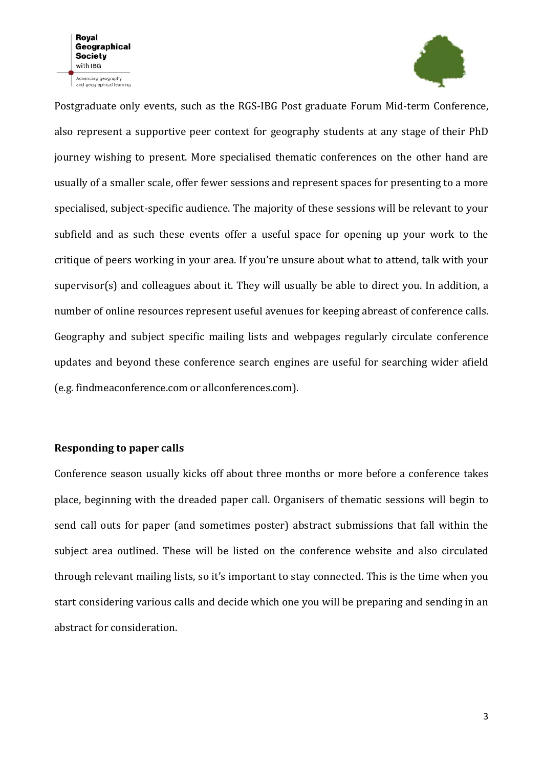Postgraduate only events, such as the RGS-IBG Post graduate Forum Mid-term Conference, also represent a supportive peer context for geography students at any stage of their PhD journey wishing to present. More specialised thematic conferences on the other hand are usually of a smaller scale, offer fewer sessions and represent spaces for presenting to a more specialised, subject-specific audience. The majority of these sessions will be relevant to your subfield and as such these events offer a useful space for opening up your work to the critique of peers working in your area. If you're unsure about what to attend, talk with your supervisor(s) and colleagues about it. They will usually be able to direct you. In addition, a number of online resources represent useful avenues for keeping abreast of conference calls. Geography and subject specific mailing lists and webpages regularly circulate conference updates and beyond these conference search engines are useful for searching wider afield (e.g. findmeaconference.com or allconferences.com).

**Responding to paper calls**

Conference season usually kicks off about three months or more before a conference takes place, beginning with the dreaded paper call. Organisers of thematic sessions will begin to send call outs for paper (and sometimes poster) abstract submissions that fall within the subject area outlined. These will be listed on the conference website and also circulated through relevant mailing lists, so it's important to stay connected. This is the time when you start considering various calls and decide which one you will be preparing and sending in an abstract for consideration.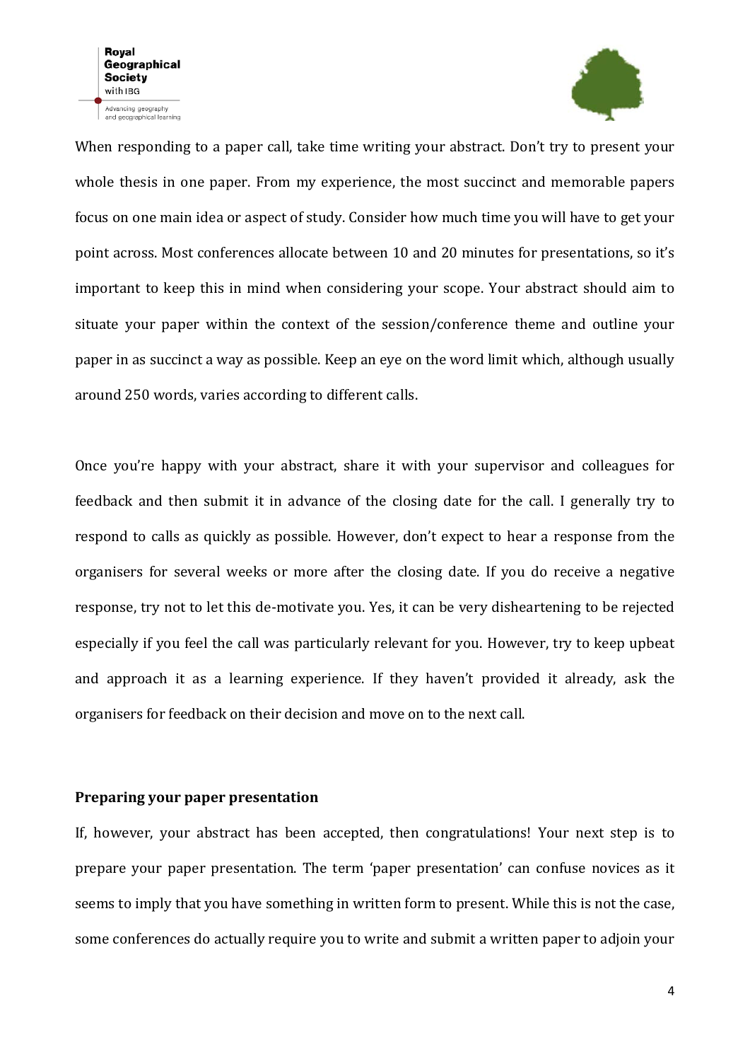When responding to a paper call, take time writing your abstract. Don't try to present your whole thesis in one paper. From my experience, the most succinct and memorable papers focus on one main idea or aspect of study. Consider how much time you will have to get your point across. Most conferences allocate between 10 and 20 minutes for presentations, so it's important to keep this in mind when considering your scope. Your abstract should aim to situate your paper within the context of the session/conference theme and outline your paper in as succinct a way as possible. Keep an eye on the word limit which, although usually around 250 words, varies according to different calls.

Once you're happy with your abstract, share it with your supervisor and colleagues for feedback and then submit it in advance of the closing date for the call. I generally try to respond to calls as quickly as possible. However, don't expect to hear a response from the organisers for several weeks or more after the closing date. If you do receive a negative response, try not to let this de-motivate you. Yes, it can be very disheartening to be rejected especially if you feel the call was particularly relevant for you. However, try to keep upbeat and approach it as a learning experience. If they haven't provided it already, ask the organisers for feedback on their decision and move on to the next call.

**Preparing your paper presentation**

If, however, your abstract has been accepted, then congratulations! Your next step is to prepare your paper presentation. The term 'paper presentation' can confuse novices as it seems to imply that you have something in written form to present. While this is not the case, some conferences do actually require you to write and submit a written paper to adjoin your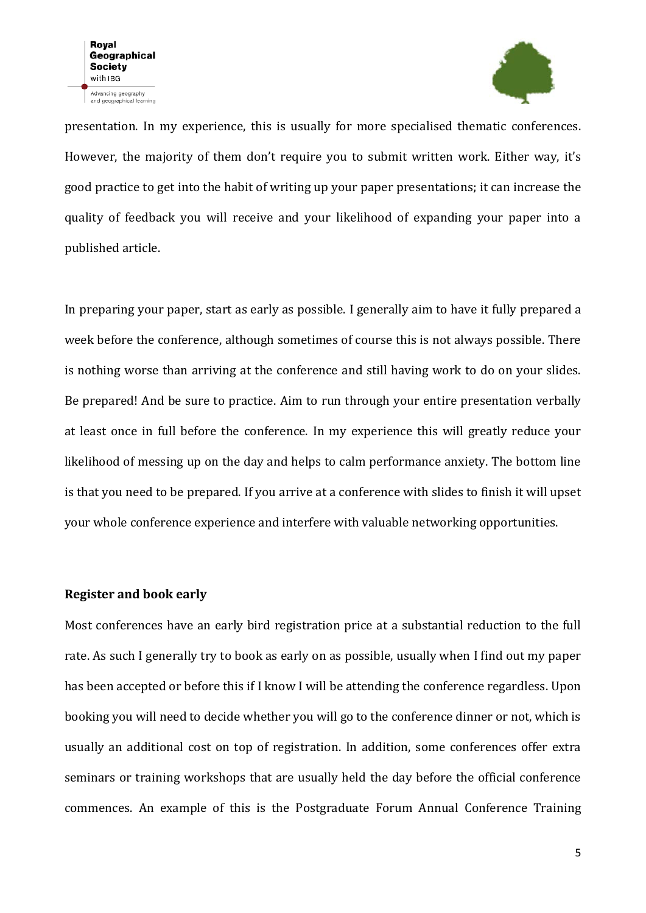presentation. In my experience, this is usually for more specialised thematic conferences. However, the majority of them don't require you to submit written work. Either way, it's good practice to get into the habit of writing up your paper presentations; it can increase the quality of feedback you will receive and your likelihood of expanding your paper into a published article.

In preparing your paper, start as early as possible. I generally aim to have it fully prepared a week before the conference, although sometimes of course this is not always possible. There is nothing worse than arriving at the conference and still having work to do on your slides. Be prepared! And be sure to practice. Aim to run through your entire presentation verbally at least once in full before the conference. In my experience this will greatly reduce your likelihood of messing up on the day and helps to calm performance anxiety. The bottom line is that you need to be prepared. If you arrive at a conference with slides to finish it will upset your whole conference experience and interfere with valuable networking opportunities.

**Register and book early**

Most conferences have an early bird registration price at a substantial reduction to the full rate. As such I generally try to book as early on as possible, usually when I find out my paper has been accepted or before this if I know I will be attending the conference regardless. Upon booking you will need to decide whether you will go to the conference dinner or not, which is usually an additional cost on top of registration. In addition, some conferences offer extra seminars or training workshops that are usually held the day before the official conference commences. An example of this is the Postgraduate Forum Annual Conference Training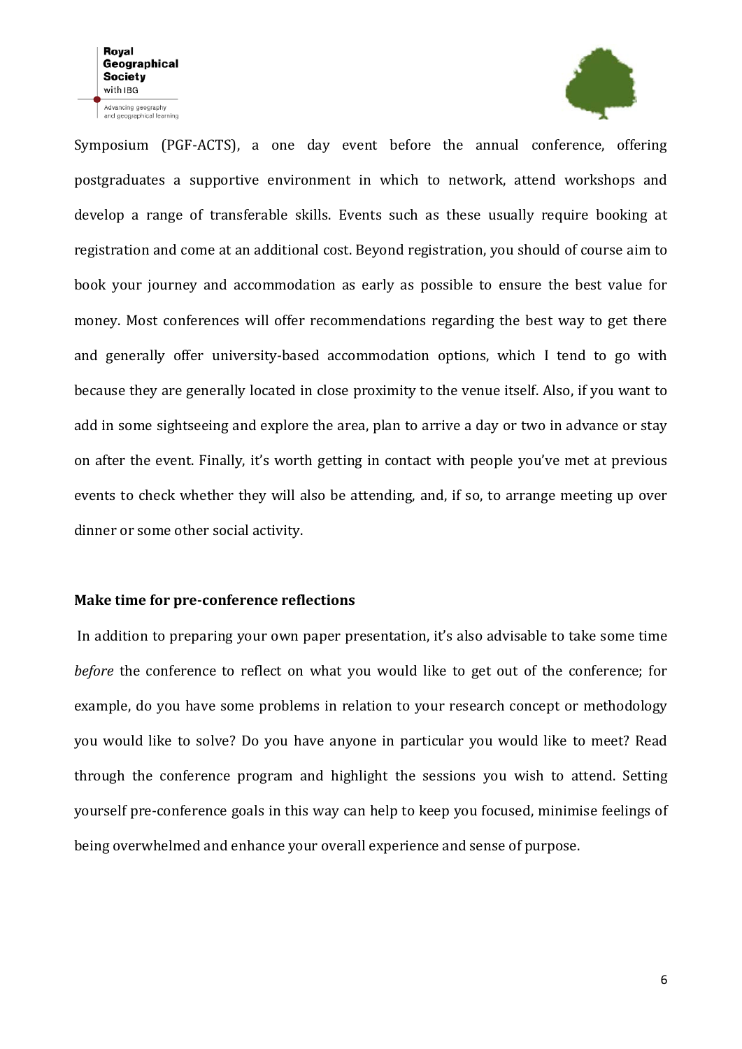Symposium (PGF-ACTS), a one day event before the annual conference, offering postgraduates a supportive environment in which to network, attend workshops and develop a range of transferable skills. Events such as these usually require booking at registration and come at an additional cost. Beyond registration, you should of course aim to book your journey and accommodation as early as possible to ensure the best value for money. Most conferences will offer recommendations regarding the best way to get there and generally offer university-based accommodation options, which I tend to go with because they are generally located in close proximity to the venue itself. Also, if you want to add in some sightseeing and explore the area, plan to arrive a day or two in advance or stay on after the event. Finally, it's worth getting in contact with people you've met at previous events to check whether they will also be attending, and, if so, to arrange meeting up over dinner or some other social activity.

**Make time for pre-conference reflections**

In addition to preparing your own paper presentation, it's also advisable to take some time *before* the conference to reflect on what you would like to get out of the conference; for example, do you have some problems in relation to your research concept or methodology you would like to solve? Do you have anyone in particular you would like to meet? Read through the conference program and highlight the sessions you wish to attend. Setting yourself pre-conference goals in this way can help to keep you focused, minimise feelings of being overwhelmed and enhance your overall experience and sense of purpose.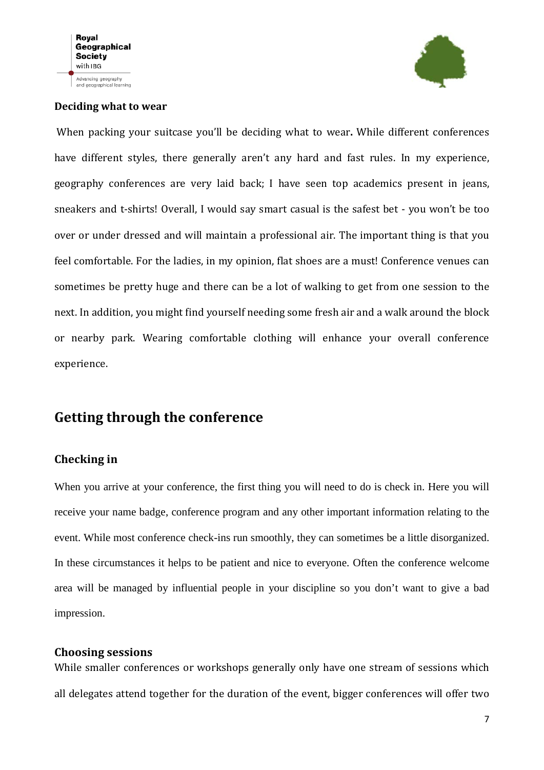**Deciding what to wear**

When packing your suitcase you'll be deciding what to wear**.** While different conferences have different styles, there generally aren't any hard and fast rules. In my experience, geography conferences are very laid back; I have seen top academics present in jeans, sneakers and t-shirts! Overall, I would say smart casual is the safest bet - you won't be too over or under dressed and will maintain a professional air. The important thing is that you feel comfortable. For the ladies, in my opinion, flat shoes are a must! Conference venues can sometimes be pretty huge and there can be a lot of walking to get from one session to the next. In addition, you might find yourself needing some fresh air and a walk around the block or nearby park. Wearing comfortable clothing will enhance your overall conference experience.

## Getting through the conference

### Checking in

When you arrive at your conference, the first thing you will need to do is check in. Here you will receive your name badge, conference program and any other important information relating to the event. While most conference check-ins run smoothly, they can sometimes be a little disorganized. In these circumstances it helps to be patient and nice to everyone. Often the conference welcome area will be managed by influential people in your discipline so you don't want to give a bad impression.

### Choosing sessions

While smaller conferences or workshops generally only have one stream of sessions which all delegates attend together for the duration of the event, bigger conferences will offer two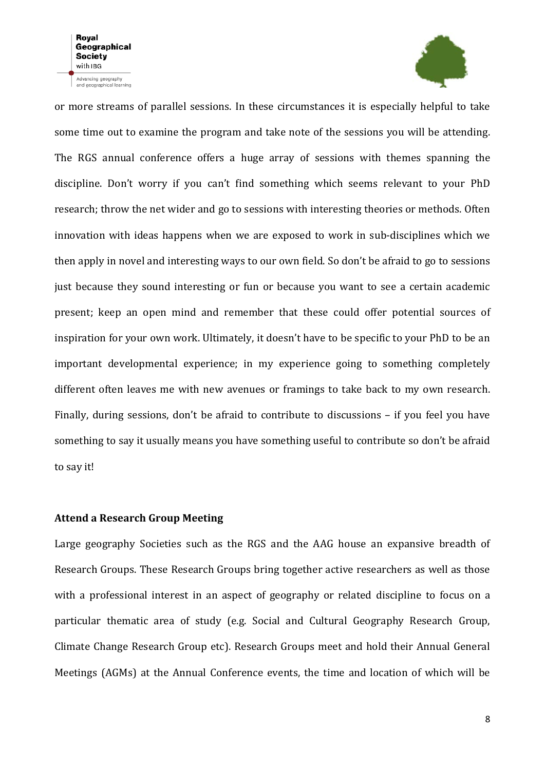or more streams of parallel sessions. In these circumstances it is especially helpful to take some time out to examine the program and take note of the sessions you will be attending. The RGS annual conference offers a huge array of sessions with themes spanning the discipline. Don't worry if you can't find something which seems relevant to your PhD research; throw the net wider and go to sessions with interesting theories or methods. Often innovation with ideas happens when we are exposed to work in sub-disciplines which we then apply in novel and interesting ways to our own field. So don't be afraid to go to sessions just because they sound interesting or fun or because you want to see a certain academic present; keep an open mind and remember that these could offer potential sources of inspiration for your own work. Ultimately, it doesn't have to be specific to your PhD to be an important developmental experience; in my experience going to something completely different often leaves me with new avenues or framings to take back to my own research. Finally, during sessions, don't be afraid to contribute to discussions – if you feel you have something to say it usually means you have something useful to contribute so don't be afraid to say it!

**Attend a Research Group Meeting**

Large geography Societies such as the RGS and the AAG house an expansive breadth of Research Groups. These Research Groups bring together active researchers as well as those with a professional interest in an aspect of geography or related discipline to focus on a particular thematic area of study (e.g. Social and Cultural Geography Research Group, Climate Change Research Group etc). Research Groups meet and hold their Annual General Meetings (AGMs) at the Annual Conference events, the time and location of which will be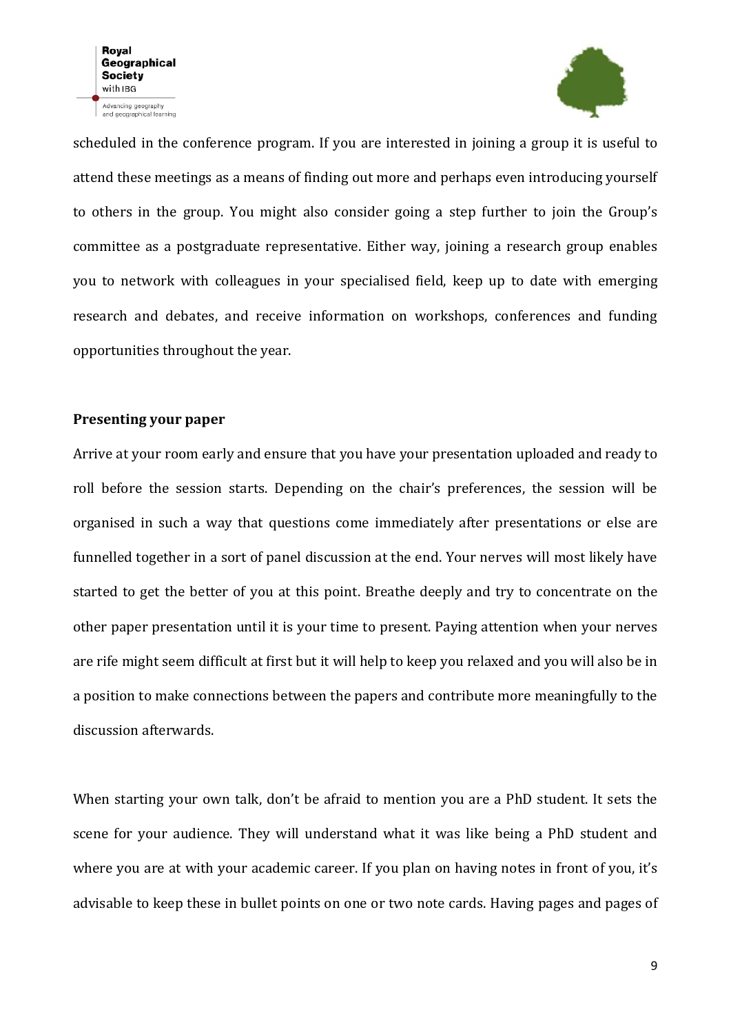scheduled in the conference program. If you are interested in joining a group it is useful to attend these meetings as a means of finding out more and perhaps even introducing yourself to others in the group. You might also consider going a step further to join the Group's committee as a postgraduate representative. Either way, joining a research group enables you to network with colleagues in your specialised field, keep up to date with emerging research and debates, and receive information on workshops, conferences and funding opportunities throughout the year.

**Presenting your paper**

Arrive at your room early and ensure that you have your presentation uploaded and ready to roll before the session starts. Depending on the chair's preferences, the session will be organised in such a way that questions come immediately after presentations or else are funnelled together in a sort of panel discussion at the end. Your nerves will most likely have started to get the better of you at this point. Breathe deeply and try to concentrate on the other paper presentation until it is your time to present. Paying attention when your nerves are rife might seem difficult at first but it will help to keep you relaxed and you will also be in a position to make connections between the papers and contribute more meaningfully to the discussion afterwards.

When starting your own talk, don't be afraid to mention you are a PhD student. It sets the scene for your audience. They will understand what it was like being a PhD student and where you are at with your academic career. If you plan on having notes in front of you, it's advisable to keep these in bullet points on one or two note cards. Having pages and pages of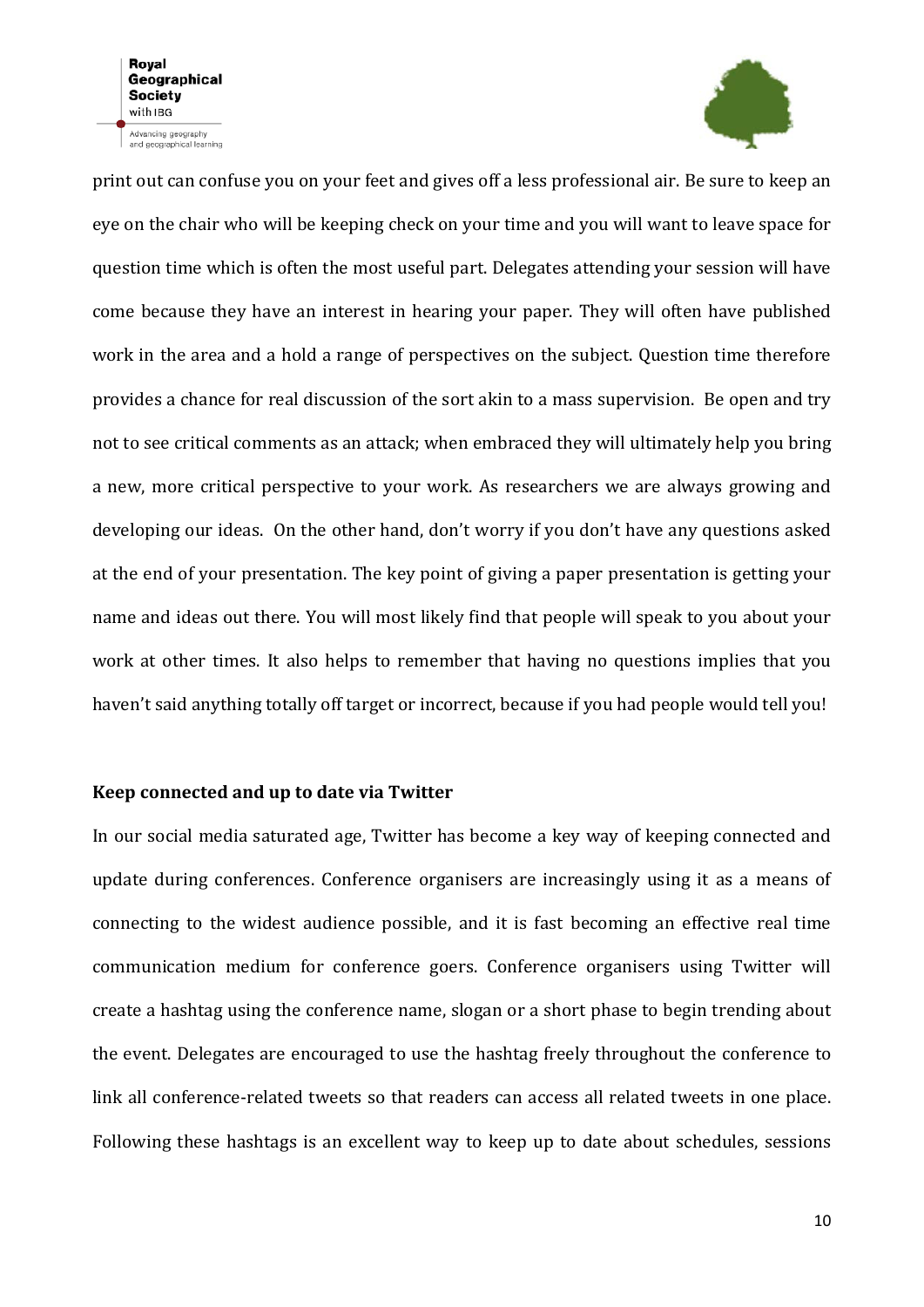print out can confuse you on your feet and gives off a less professional air. Be sure to keep an eye on the chair who will be keeping check on your time and you will want to leave space for question time which is often the most useful part. Delegates attending your session will have come because they have an interest in hearing your paper. They will often have published work in the area and a hold a range of perspectives on the subject. Question time therefore provides a chance for real discussion of the sort akin to a mass supervision. Be open and try not to see critical comments as an attack; when embraced they will ultimately help you bring a new, more critical perspective to your work. As researchers we are always growing and developing our ideas. On the other hand, don't worry if you don't have any questions asked at the end of your presentation. The key point of giving a paper presentation is getting your name and ideas out there. You will most likely find that people will speak to you about your work at other times. It also helps to remember that having no questions implies that you haven't said anything totally off target or incorrect, because if you had people would tell you!

**Keep connected and up to date via Twitter**

In our social media saturated age, Twitter has become a key way of keeping connected and update during conferences. Conference organisers are increasingly using it as a means of connecting to the widest audience possible, and it is fast becoming an effective real time communication medium for conference goers. Conference organisers using Twitter will create a hashtag using the conference name, slogan or a short phase to begin trending about the event. Delegates are encouraged to use the hashtag freely throughout the conference to link all conference-related tweets so that readers can access all related tweets in one place. Following these hashtags is an excellent way to keep up to date about schedules, sessions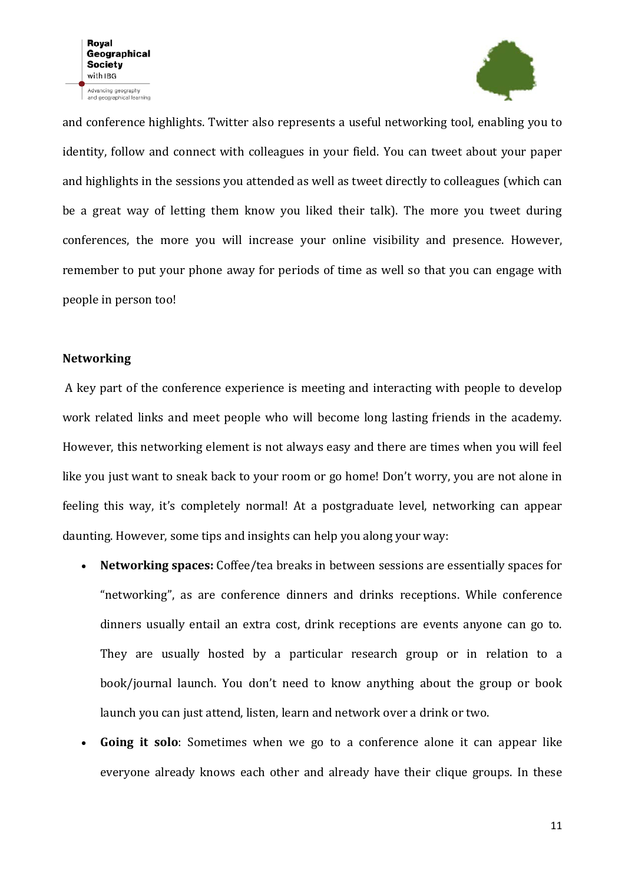and conference highlights. Twitter also represents a useful networking tool, enabling you to identity, follow and connect with colleagues in your field. You can tweet about your paper and highlights in the sessions you attended as well as tweet directly to colleagues (which can be a great way of letting them know you liked their talk). The more you tweet during conferences, the more you will increase your online visibility and presence. However, remember to put your phone away for periods of time as well so that you can engage with people in person too!

**Networking**

A key part of the conference experience is meeting and interacting with people to develop work related links and meet people who will become long lasting friends in the academy. However, this networking element is not always easy and there are times when you will feel like you just want to sneak back to your room or go home! Don't worry, you are not alone in feeling this way, it's completely normal! At a postgraduate level, networking can appear daunting. However, some tips and insights can help you along your way:

- **Networking spaces:** Coffee/tea breaks in between sessions are essentially spaces for "networking", as are conference dinners and drinks receptions. While conference dinners usually entail an extra cost, drink receptions are events anyone can go to. They are usually hosted by a particular research group or in relation to a book/journal launch. You don't need to know anything about the group or book launch you can just attend, listen, learn and network over a drink or two.
- **Going it solo**: Sometimes when we go to a conference alone it can appear like everyone already knows each other and already have their clique groups. In these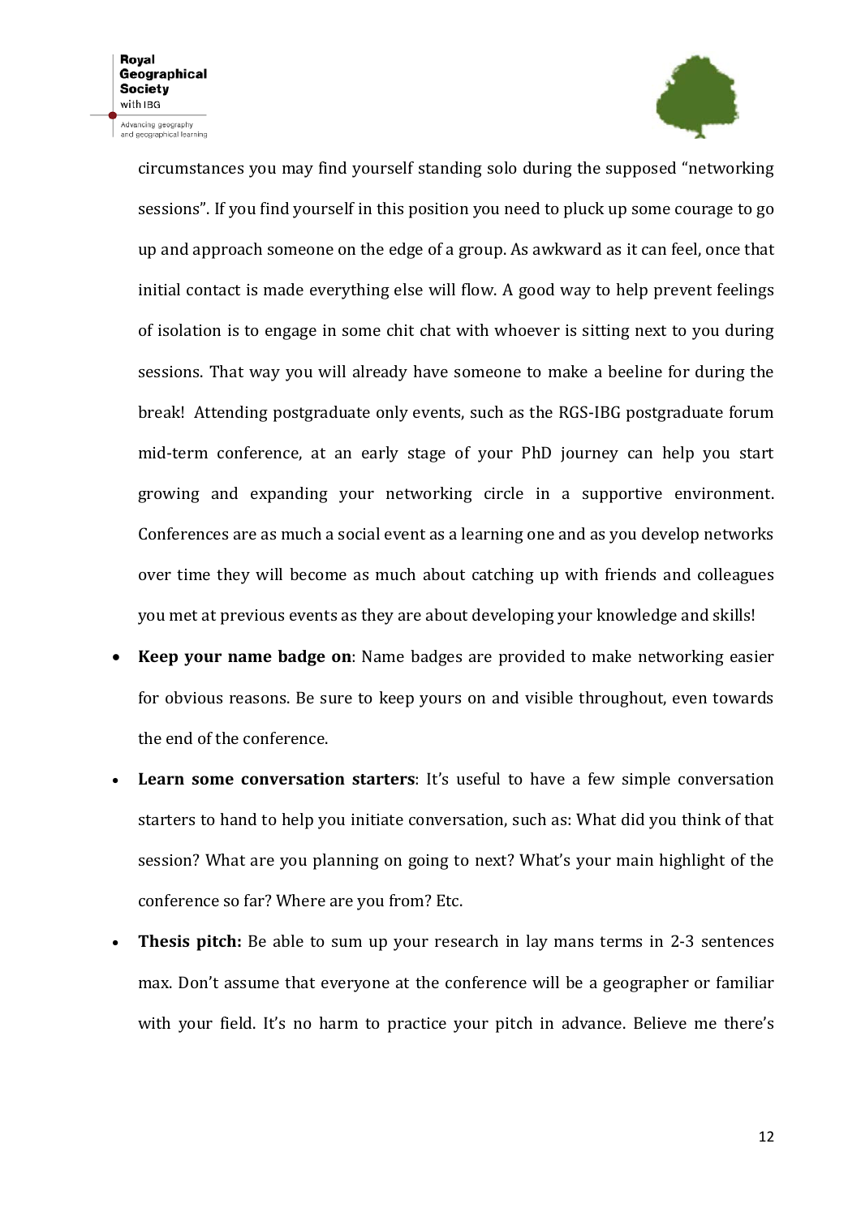circumstances you may find yourself standing solo during the supposed "networking sessions". If you find yourself in this position you need to pluck up some courage to go up and approach someone on the edge of a group. As awkward as it can feel, once that initial contact is made everything else will flow. A good way to help prevent feelings of isolation is to engage in some chit chat with whoever is sitting next to you during sessions. That way you will already have someone to make a beeline for during the break! Attending postgraduate only events, such as the RGS-IBG postgraduate forum mid-term conference, at an early stage of your PhD journey can help you start growing and expanding your networking circle in a supportive environment. Conferences are as much a social event as a learning one and as you develop networks over time they will become as much about catching up with friends and colleagues you met at previous events as they are about developing your knowledge and skills!

- **Keep your name badge on**: Name badges are provided to make networking easier for obvious reasons. Be sure to keep yours on and visible throughout, even towards the end of the conference.
- **Learn some conversation starters**: It's useful to have a few simple conversation starters to hand to help you initiate conversation, such as: What did you think of that session? What are you planning on going to next? What's your main highlight of the conference so far? Where are you from? Etc.
- **Thesis pitch:** Be able to sum up your research in lay mans terms in 2-3 sentences max. Don't assume that everyone at the conference will be a geographer or familiar with your field. It's no harm to practice your pitch in advance. Believe me there's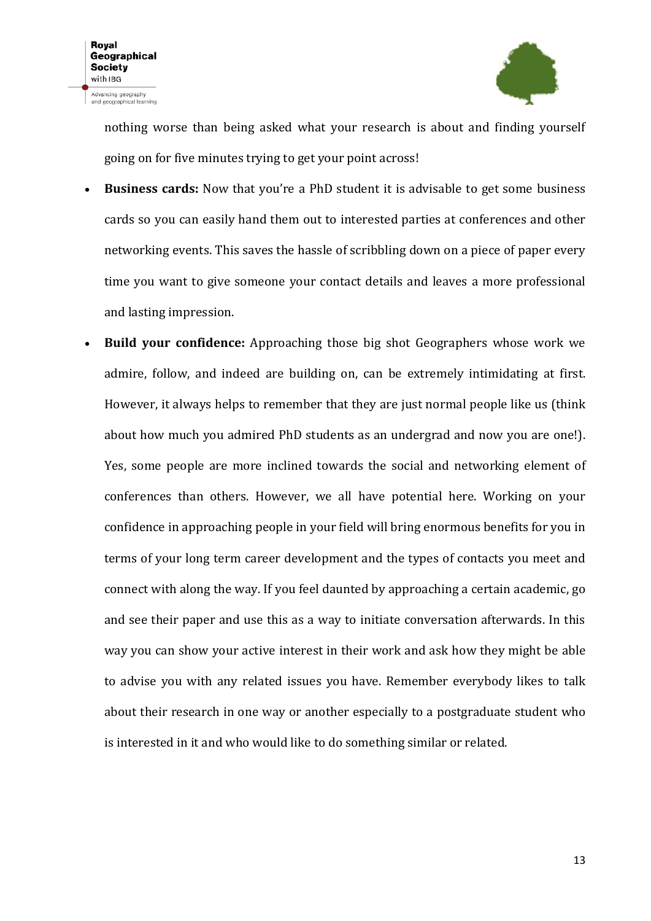nothing worse than being asked what your research is about and finding yourself going on for five minutes trying to get your point across!

- **Business cards:** Now that you're a PhD student it is advisable to get some business cards so you can easily hand them out to interested parties at conferences and other networking events. This saves the hassle of scribbling down on a piece of paper every time you want to give someone your contact details and leaves a more professional and lasting impression.
- **Build your confidence:** Approaching those big shot Geographers whose work we admire, follow, and indeed are building on, can be extremely intimidating at first. However, it always helps to remember that they are just normal people like us (think about how much you admired PhD students as an undergrad and now you are one!). Yes, some people are more inclined towards the social and networking element of conferences than others. However, we all have potential here. Working on your confidence in approaching people in your field will bring enormous benefits for you in terms of your long term career development and the types of contacts you meet and connect with along the way. If you feel daunted by approaching a certain academic, go and see their paper and use this as a way to initiate conversation afterwards. In this way you can show your active interest in their work and ask how they might be able to advise you with any related issues you have. Remember everybody likes to talk about their research in one way or another especially to a postgraduate student who is interested in it and who would like to do something similar or related.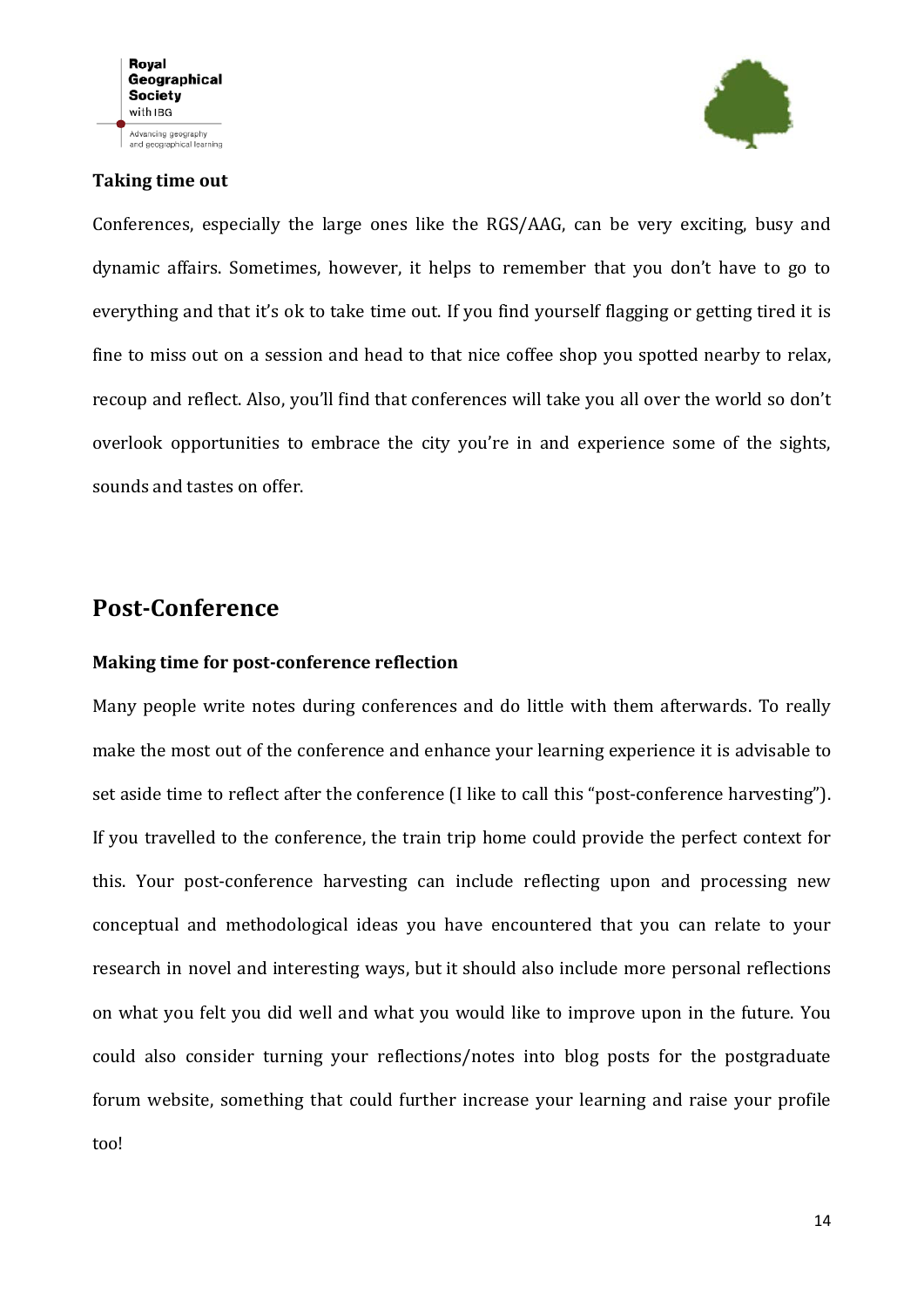**Taking time out**

Conferences, especially the large ones like the RGS/AAG, can be very exciting, busy and dynamic affairs. Sometimes, however, it helps to remember that you don't have to go to everything and that it's ok to take time out. If you find yourself flagging or getting tired it is fine to miss out on a session and head to that nice coffee shop you spotted nearby to relax, recoup and reflect. Also, you'll find that conferences will take you all over the world so don't overlook opportunities to embrace the city you're in and experience some of the sights, sounds and tastes on offer.

## Post-Conference

**Making time for post-conference reflection**

Many people write notes during conferences and do little with them afterwards. To really make the most out of the conference and enhance your learning experience it is advisable to set aside time to reflect after the conference (I like to call this "post-conference harvesting"). If you travelled to the conference, the train trip home could provide the perfect context for this. Your post-conference harvesting can include reflecting upon and processing new conceptual and methodological ideas you have encountered that you can relate to your research in novel and interesting ways, but it should also include more personal reflections on what you felt you did well and what you would like to improve upon in the future. You could also consider turning your reflections/notes into blog posts for the postgraduate forum website, something that could further increase your learning and raise your profile too!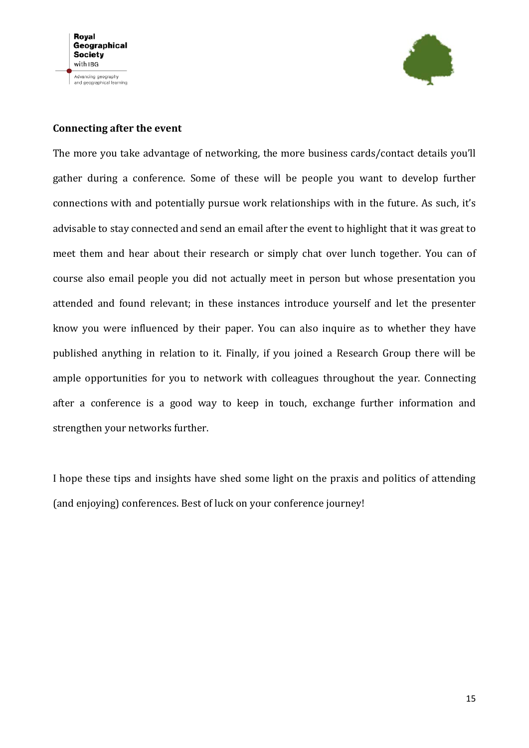**Connecting after the event**

The more you take advantage of networking, the more business cards/contact details you'll gather during a conference. Some of these will be people you want to develop further connections with and potentially pursue work relationships with in the future. As such, it's advisable to stay connected and send an email after the event to highlight that it was great to meet them and hear about their research or simply chat over lunch together. You can of course also email people you did not actually meet in person but whose presentation you attended and found relevant; in these instances introduce yourself and let the presenter know you were influenced by their paper. You can also inquire as to whether they have published anything in relation to it. Finally, if you joined a Research Group there will be ample opportunities for you to network with colleagues throughout the year. Connecting after a conference is a good way to keep in touch, exchange further information and strengthen your networks further.

I hope these tips and insights have shed some light on the praxis and politics of attending (and enjoying) conferences. Best of luck on your conference journey!